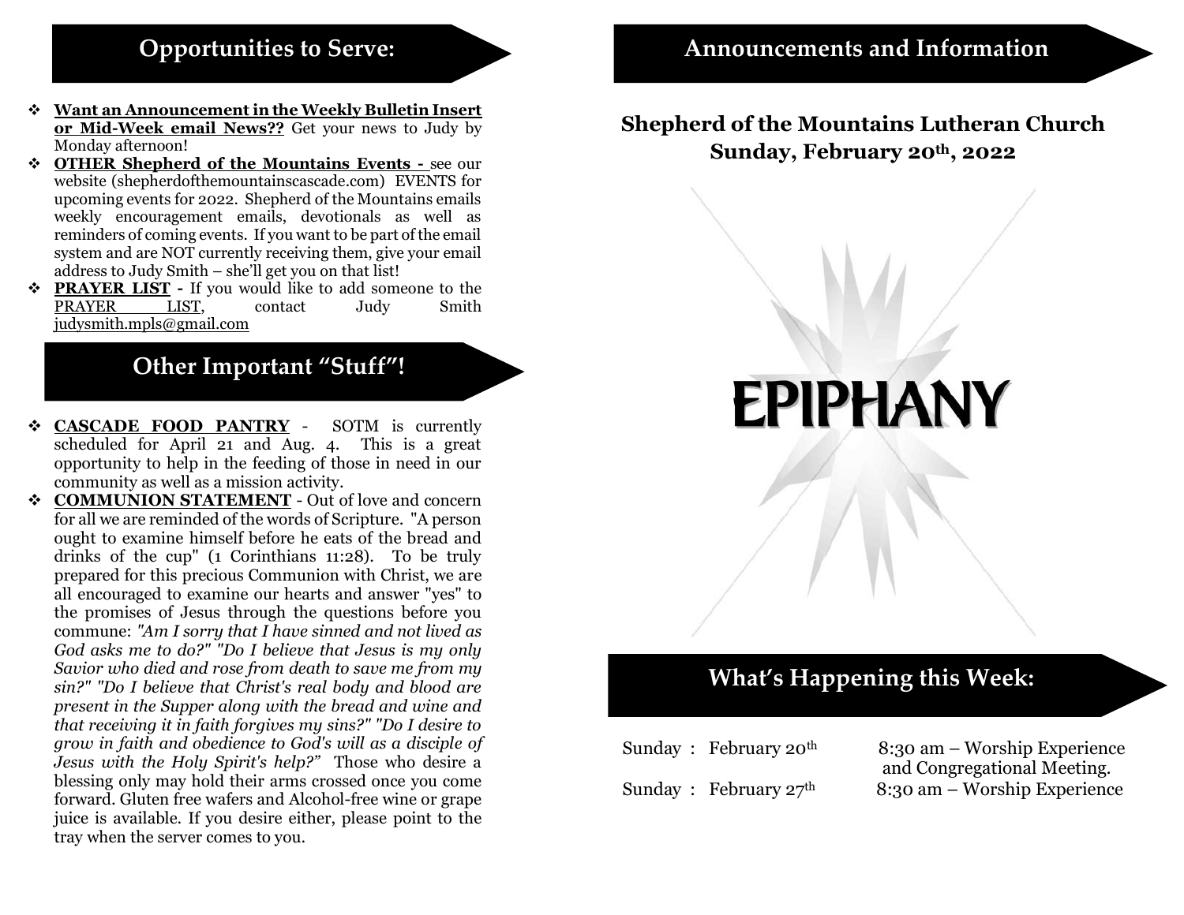## Opportunities to Serve:

- **Want an Announcement in the Weekly Bulletin Insert or Mid-Week email News??** Get your news to Judy by Monday afternoon!
- **OTHER Shepherd of the Mountains Events -** see our website (shepherdofthemountainscascade.com) EVENTS for upcoming events for 2022. Shepherd of the Mountains emails weekly encouragement emails, devotionals as well as reminders of coming events. If you want to be part of the email system and are NOT currently receiving them, give your email address to Judy Smith – she'll get you on that list!
- **PRAYER LIST -** If you would like to add someone to the PRAYER LIST, contact Judy Smith judysmith.mpls@gmail.com

## Other Important "Stuff"!

- **CASCADE FOOD PANTRY** - SOTM is currently scheduled for April 21 and Aug. 4. This is a great opportunity to help in the feeding of those in need in our community as well as a mission activity.
- **COMMUNION STATEMENT** - Out of love and concern for all we are reminded of the words of Scripture. "A person ought to examine himself before he eats of the bread and drinks of the cup" (1 Corinthians 11:28). To be truly prepared for this precious Communion with Christ, we are all encouraged to examine our hearts and answer "yes" to the promises of Jesus through the questions before you commune: *"Am I sorry that I have sinned and not lived as God asks me to do?" "Do I believe that Jesus is my only Savior who died and rose from death to save me from my sin?" "Do I believe that Christ's real body and blood are present in the Supper along with the bread and wine and that receiving it in faith forgives my sins?" "Do I desire to grow in faith and obedience to God's will as a disciple of Jesus with the Holy Spirit's help?"* Those who desire a blessing only may hold their arms crossed once you come forward. Gluten free wafers and Alcohol-free wine or grape juice is available. If you desire either, please point to the tray when the server comes to you.

## Announcements and Information

### Shepherd of the Mountains Lutheran Church
### Sunday, February 20th, 2022

EPIPHANY

## What's Happening this Week:

| | | |
|---|---|---|
| Sunday : | February 20th | 8:30 am – Worship Experience and Congregational Meeting. |
| Sunday : | February 27th | 8:30 am – Worship Experience |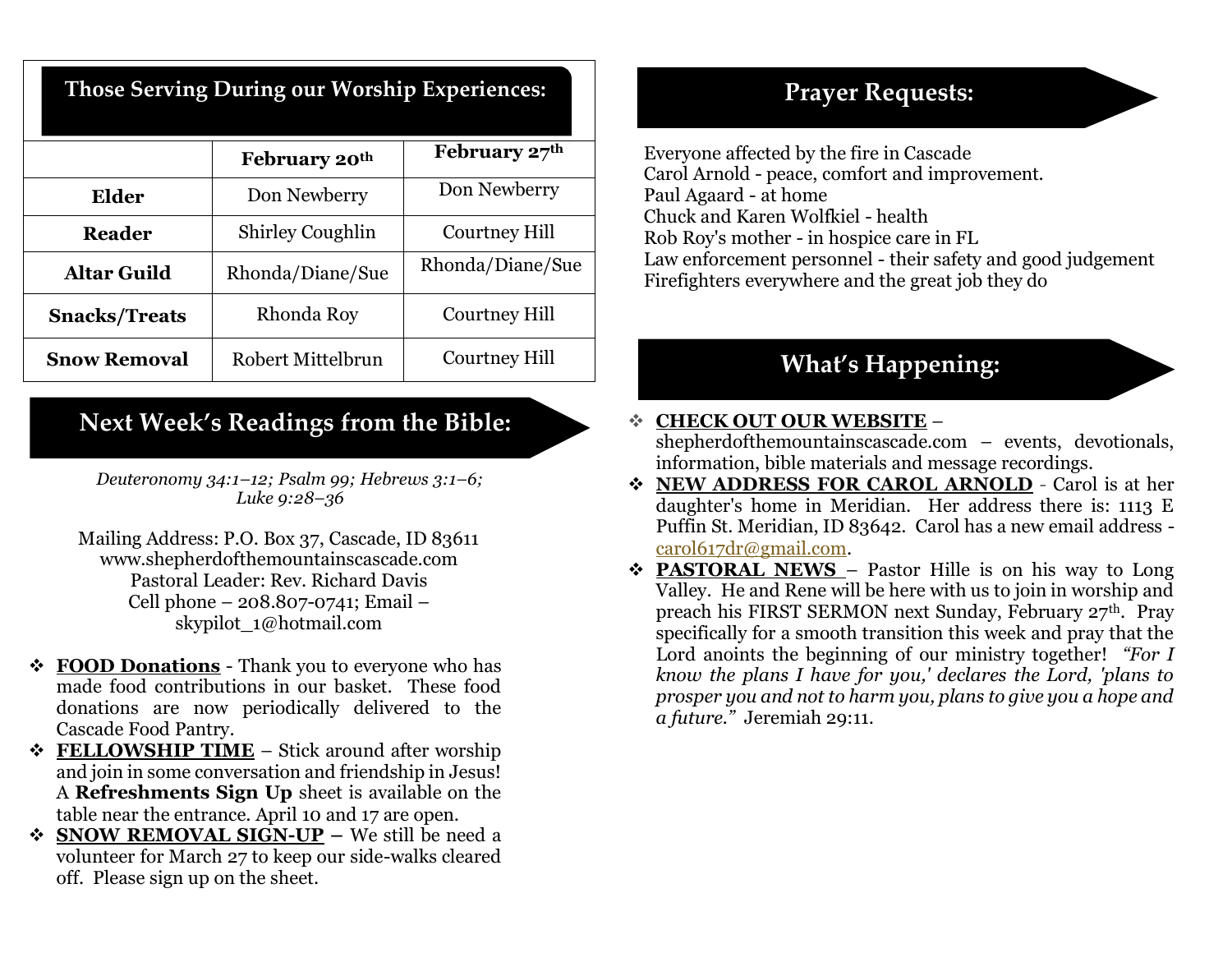## Those Serving During our Worship Experiences:

| | February 20th | February 27th |
|---|---|---|
| **Elder** | Don Newberry | Don Newberry |
| **Reader** | Shirley Coughlin | Courtney Hill |
| **Altar Guild** | Rhonda/Diane/Sue | Rhonda/Diane/Sue |
| **Snacks/Treats** | Rhonda Roy | Courtney Hill |
| **Snow Removal** | Robert Mittelbrun | Courtney Hill |

## Next Week's Readings from the Bible:

*Deuteronomy 34:1–12; Psalm 99; Hebrews 3:1–6; Luke 9:28–36*

Mailing Address: P.O. Box 37, Cascade, ID 83611
www.shepherdofthemountainscascade.com
Pastoral Leader: Rev. Richard Davis
Cell phone – 208.807-0741; Email – skypilot_1@hotmail.com

- **FOOD Donations** - Thank you to everyone who has made food contributions in our basket. These food donations are now periodically delivered to the Cascade Food Pantry.
- **FELLOWSHIP TIME** – Stick around after worship and join in some conversation and friendship in Jesus! A **Refreshments Sign Up** sheet is available on the table near the entrance. April 10 and 17 are open.
- **SNOW REMOVAL SIGN-UP** – We still be need a volunteer for March 27 to keep our side-walks cleared off. Please sign up on the sheet.

## Prayer Requests:

Everyone affected by the fire in Cascade
Carol Arnold - peace, comfort and improvement.
Paul Agaard - at home
Chuck and Karen Wolfkiel - health
Rob Roy's mother - in hospice care in FL
Law enforcement personnel - their safety and good judgement
Firefighters everywhere and the great job they do

## What's Happening:

- **CHECK OUT OUR WEBSITE** – shepherdofthemountainscascade.com – events, devotionals, information, bible materials and message recordings.
- **NEW ADDRESS FOR CAROL ARNOLD** - Carol is at her daughter's home in Meridian. Her address there is: 1113 E Puffin St. Meridian, ID 83642. Carol has a new email address - carol617dr@gmail.com.
- **PASTORAL NEWS** – Pastor Hille is on his way to Long Valley. He and Rene will be here with us to join in worship and preach his FIRST SERMON next Sunday, February 27th. Pray specifically for a smooth transition this week and pray that the Lord anoints the beginning of our ministry together! *"For I know the plans I have for you,' declares the Lord, 'plans to prosper you and not to harm you, plans to give you a hope and a future."* Jeremiah 29:11.